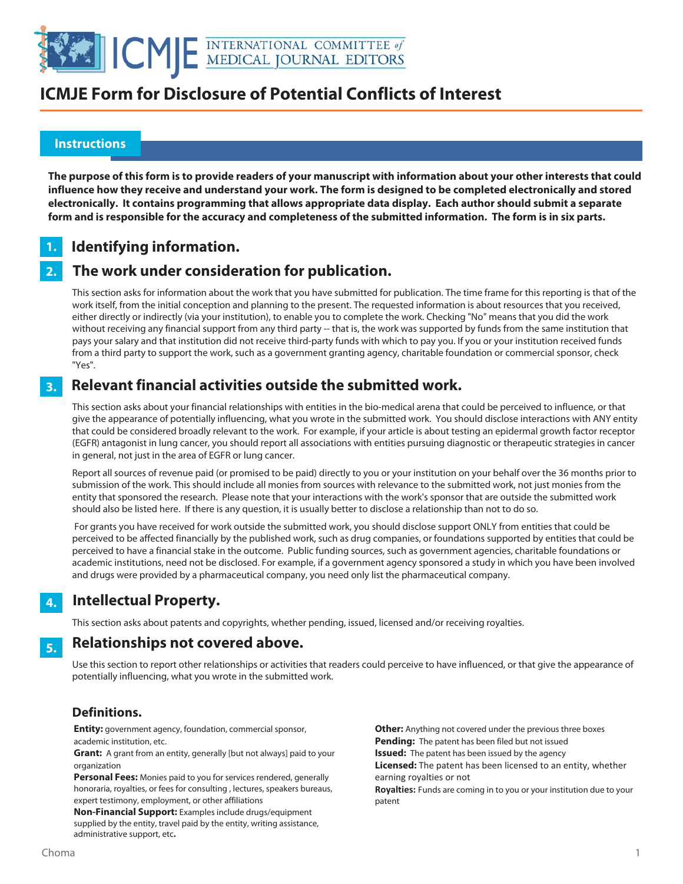# ICMJE Form for Disclosure of Potential Conflicts of Interest

## Instructions

**The purpose of this form is to provide readers of your manuscript with information about your other interests that could influence how they receive and understand your work. The form is designed to be completed electronically and stored electronically. It contains programming that allows appropriate data display. Each author should submit a separate form and is responsible for the accuracy and completeness of the submitted information. The form is in six parts.**

### 1. Identifying information.

### 2. The work under consideration for publication.

This section asks for information about the work that you have submitted for publication. The time frame for this reporting is that of the work itself, from the initial conception and planning to the present. The requested information is about resources that you received, either directly or indirectly (via your institution), to enable you to complete the work. Checking "No" means that you did the work without receiving any financial support from any third party -- that is, the work was supported by funds from the same institution that pays your salary and that institution did not receive third-party funds with which to pay you. If you or your institution received funds from a third party to support the work, such as a government granting agency, charitable foundation or commercial sponsor, check "Yes".

### 3. Relevant financial activities outside the submitted work.

This section asks about your financial relationships with entities in the bio-medical arena that could be perceived to influence, or that give the appearance of potentially influencing, what you wrote in the submitted work. You should disclose interactions with ANY entity that could be considered broadly relevant to the work. For example, if your article is about testing an epidermal growth factor receptor (EGFR) antagonist in lung cancer, you should report all associations with entities pursuing diagnostic or therapeutic strategies in cancer in general, not just in the area of EGFR or lung cancer.

Report all sources of revenue paid (or promised to be paid) directly to you or your institution on your behalf over the 36 months prior to submission of the work. This should include all monies from sources with relevance to the submitted work, not just monies from the entity that sponsored the research. Please note that your interactions with the work's sponsor that are outside the submitted work should also be listed here. If there is any question, it is usually better to disclose a relationship than not to do so.

For grants you have received for work outside the submitted work, you should disclose support ONLY from entities that could be perceived to be affected financially by the published work, such as drug companies, or foundations supported by entities that could be perceived to have a financial stake in the outcome. Public funding sources, such as government agencies, charitable foundations or academic institutions, need not be disclosed. For example, if a government agency sponsored a study in which you have been involved and drugs were provided by a pharmaceutical company, you need only list the pharmaceutical company.

### 4. Intellectual Property.

This section asks about patents and copyrights, whether pending, issued, licensed and/or receiving royalties.

### 5. Relationships not covered above.

Use this section to report other relationships or activities that readers could perceive to have influenced, or that give the appearance of potentially influencing, what you wrote in the submitted work.

### Definitions.

**Entity:** government agency, foundation, commercial sponsor, academic institution, etc.

**Grant:** A grant from an entity, generally [but not always] paid to your organization

**Personal Fees:** Monies paid to you for services rendered, generally honoraria, royalties, or fees for consulting , lectures, speakers bureaus, expert testimony, employment, or other affiliations

**Non-Financial Support:** Examples include drugs/equipment supplied by the entity, travel paid by the entity, writing assistance, administrative support, etc**.**

**Other:** Anything not covered under the previous three boxes

**Pending:** The patent has been filed but not issued

**Issued:** The patent has been issued by the agency

**Licensed:** The patent has been licensed to an entity, whether earning royalties or not

**Royalties:** Funds are coming in to you or your institution due to your patent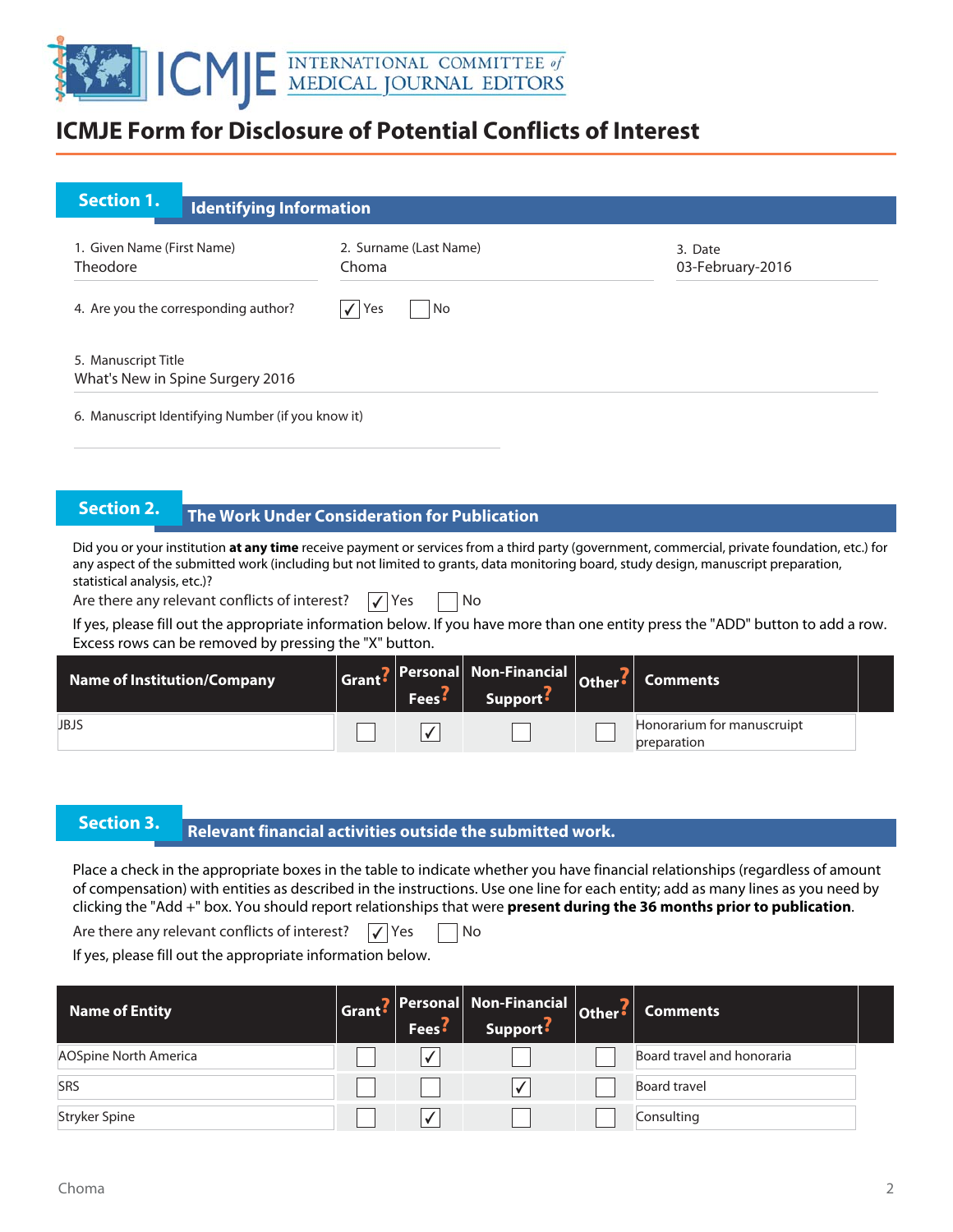# ICMJE Form for Disclosure of Potential Conflicts of Interest

## Section 1. Identifying Information

1. Given Name (First Name)
Theodore

2. Surname (Last Name)
Choma

3. Date
03-February-2016

4. Are you the corresponding author? ☑ Yes ☐ No

5. Manuscript Title
What's New in Spine Surgery 2016

6. Manuscript Identifying Number (if you know it)

## Section 2. The Work Under Consideration for Publication

Did you or your institution **at any time** receive payment or services from a third party (government, commercial, private foundation, etc.) for any aspect of the submitted work (including but not limited to grants, data monitoring board, study design, manuscript preparation, statistical analysis, etc.)?

Are there any relevant conflicts of interest? ☑ Yes ☐ No

If yes, please fill out the appropriate information below. If you have more than one entity press the "ADD" button to add a row. Excess rows can be removed by pressing the "X" button.

| Name of Institution/Company | Grant? | Personal Fees? | Non-Financial Support? | Other? | Comments |
|---|---|---|---|---|---|
| JBJS | ☐ | ☑ | ☐ | ☐ | Honorarium for manuscruipt preparation |

## Section 3. Relevant financial activities outside the submitted work.

Place a check in the appropriate boxes in the table to indicate whether you have financial relationships (regardless of amount of compensation) with entities as described in the instructions. Use one line for each entity; add as many lines as you need by clicking the "Add +" box. You should report relationships that were **present during the 36 months prior to publication**.

Are there any relevant conflicts of interest? ☑ Yes ☐ No

If yes, please fill out the appropriate information below.

| Name of Entity | Grant? | Personal Fees? | Non-Financial Support? | Other? | Comments |
|---|---|---|---|---|---|
| AOSpine North America | ☐ | ☑ | ☐ | ☐ | Board travel and honoraria |
| SRS | ☐ | ☐ | ☑ | ☐ | Board travel |
| Stryker Spine | ☐ | ☑ | ☐ | ☐ | Consulting |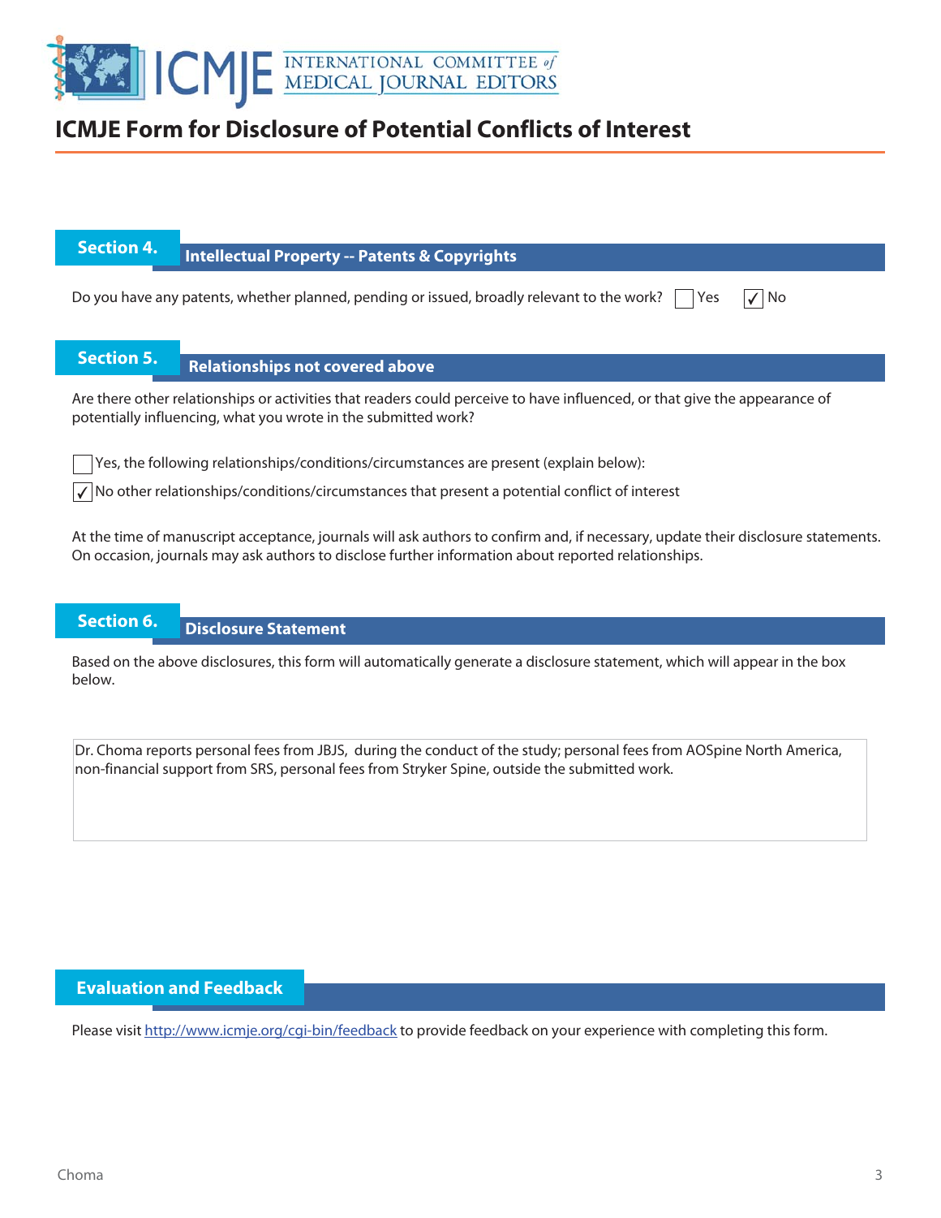# ICMJE Form for Disclosure of Potential Conflicts of Interest

## Section 4. Intellectual Property -- Patents & Copyrights

Do you have any patents, whether planned, pending or issued, broadly relevant to the work? ☐ Yes ☑ No

## Section 5. Relationships not covered above

Are there other relationships or activities that readers could perceive to have influenced, or that give the appearance of potentially influencing, what you wrote in the submitted work?

☐ Yes, the following relationships/conditions/circumstances are present (explain below):

☑ No other relationships/conditions/circumstances that present a potential conflict of interest

At the time of manuscript acceptance, journals will ask authors to confirm and, if necessary, update their disclosure statements. On occasion, journals may ask authors to disclose further information about reported relationships.

## Section 6. Disclosure Statement

Based on the above disclosures, this form will automatically generate a disclosure statement, which will appear in the box below.

> Dr. Choma reports personal fees from JBJS, during the conduct of the study; personal fees from AOSpine North America, non-financial support from SRS, personal fees from Stryker Spine, outside the submitted work.

## Evaluation and Feedback

Please visit http://www.icmje.org/cgi-bin/feedback to provide feedback on your experience with completing this form.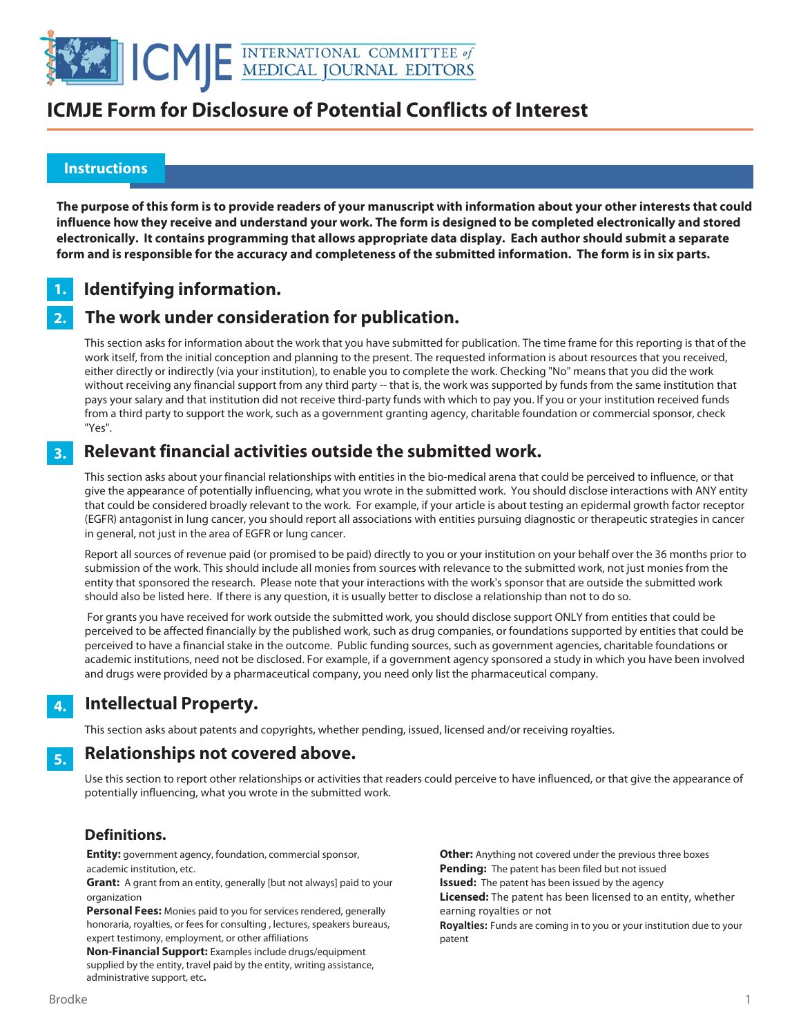# ICMJE Form for Disclosure of Potential Conflicts of Interest

## Instructions

**The purpose of this form is to provide readers of your manuscript with information about your other interests that could influence how they receive and understand your work. The form is designed to be completed electronically and stored electronically. It contains programming that allows appropriate data display. Each author should submit a separate form and is responsible for the accuracy and completeness of the submitted information. The form is in six parts.**

## 1. Identifying information.

## 2. The work under consideration for publication.

This section asks for information about the work that you have submitted for publication. The time frame for this reporting is that of the work itself, from the initial conception and planning to the present. The requested information is about resources that you received, either directly or indirectly (via your institution), to enable you to complete the work. Checking "No" means that you did the work without receiving any financial support from any third party -- that is, the work was supported by funds from the same institution that pays your salary and that institution did not receive third-party funds with which to pay you. If you or your institution received funds from a third party to support the work, such as a government granting agency, charitable foundation or commercial sponsor, check "Yes".

## 3. Relevant financial activities outside the submitted work.

This section asks about your financial relationships with entities in the bio-medical arena that could be perceived to influence, or that give the appearance of potentially influencing, what you wrote in the submitted work. You should disclose interactions with ANY entity that could be considered broadly relevant to the work. For example, if your article is about testing an epidermal growth factor receptor (EGFR) antagonist in lung cancer, you should report all associations with entities pursuing diagnostic or therapeutic strategies in cancer in general, not just in the area of EGFR or lung cancer.

Report all sources of revenue paid (or promised to be paid) directly to you or your institution on your behalf over the 36 months prior to submission of the work. This should include all monies from sources with relevance to the submitted work, not just monies from the entity that sponsored the research. Please note that your interactions with the work's sponsor that are outside the submitted work should also be listed here. If there is any question, it is usually better to disclose a relationship than not to do so.

For grants you have received for work outside the submitted work, you should disclose support ONLY from entities that could be perceived to be affected financially by the published work, such as drug companies, or foundations supported by entities that could be perceived to have a financial stake in the outcome. Public funding sources, such as government agencies, charitable foundations or academic institutions, need not be disclosed. For example, if a government agency sponsored a study in which you have been involved and drugs were provided by a pharmaceutical company, you need only list the pharmaceutical company.

## 4. Intellectual Property.

This section asks about patents and copyrights, whether pending, issued, licensed and/or receiving royalties.

## 5. Relationships not covered above.

Use this section to report other relationships or activities that readers could perceive to have influenced, or that give the appearance of potentially influencing, what you wrote in the submitted work.

### Definitions.

**Entity:** government agency, foundation, commercial sponsor, academic institution, etc.

**Grant:** A grant from an entity, generally [but not always] paid to your organization

**Personal Fees:** Monies paid to you for services rendered, generally honoraria, royalties, or fees for consulting , lectures, speakers bureaus, expert testimony, employment, or other affiliations

**Non-Financial Support:** Examples include drugs/equipment supplied by the entity, travel paid by the entity, writing assistance, administrative support, etc**.**

**Other:** Anything not covered under the previous three boxes

**Pending:** The patent has been filed but not issued

**Issued:** The patent has been issued by the agency

**Licensed:** The patent has been licensed to an entity, whether earning royalties or not

**Royalties:** Funds are coming in to you or your institution due to your patent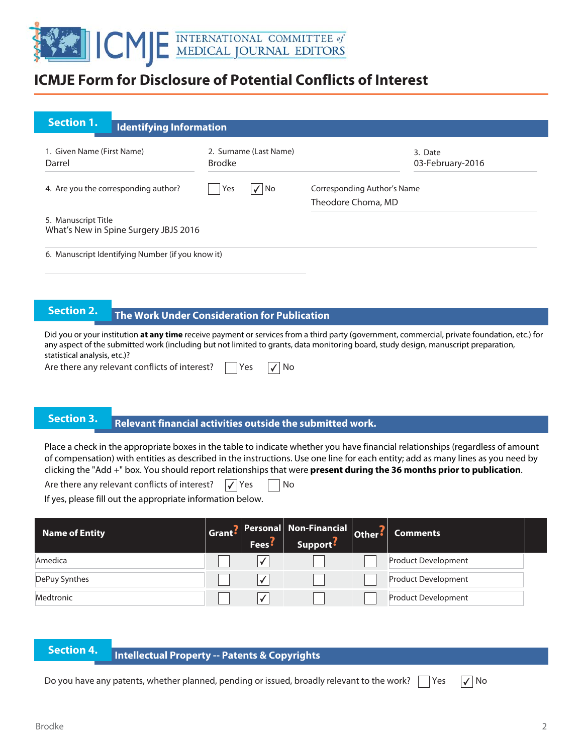# ICMJE Form for Disclosure of Potential Conflicts of Interest

## Section 1. Identifying Information

1. Given Name (First Name)
Darrel

2. Surname (Last Name)
Brodke

3. Date
03-February-2016

4. Are you the corresponding author? ☐ Yes ☑ No

Corresponding Author's Name
Theodore Choma, MD

5. Manuscript Title
What's New in Spine Surgery JBJS 2016

6. Manuscript Identifying Number (if you know it)

## Section 2. The Work Under Consideration for Publication

Did you or your institution **at any time** receive payment or services from a third party (government, commercial, private foundation, etc.) for any aspect of the submitted work (including but not limited to grants, data monitoring board, study design, manuscript preparation, statistical analysis, etc.)?

Are there any relevant conflicts of interest? ☐ Yes ☑ No

## Section 3. Relevant financial activities outside the submitted work.

Place a check in the appropriate boxes in the table to indicate whether you have financial relationships (regardless of amount of compensation) with entities as described in the instructions. Use one line for each entity; add as many lines as you need by clicking the "Add +" box. You should report relationships that were **present during the 36 months prior to publication**.

Are there any relevant conflicts of interest? ☑ Yes ☐ No

If yes, please fill out the appropriate information below.

| Name of Entity | Grant? | Personal Fees? | Non-Financial Support? | Other? | Comments |
|---|---|---|---|---|---|
| Amedica | ☐ | ☑ | ☐ | ☐ | Product Development |
| DePuy Synthes | ☐ | ☑ | ☐ | ☐ | Product Development |
| Medtronic | ☐ | ☑ | ☐ | ☐ | Product Development |

## Section 4. Intellectual Property -- Patents & Copyrights

Do you have any patents, whether planned, pending or issued, broadly relevant to the work? ☐ Yes ☑ No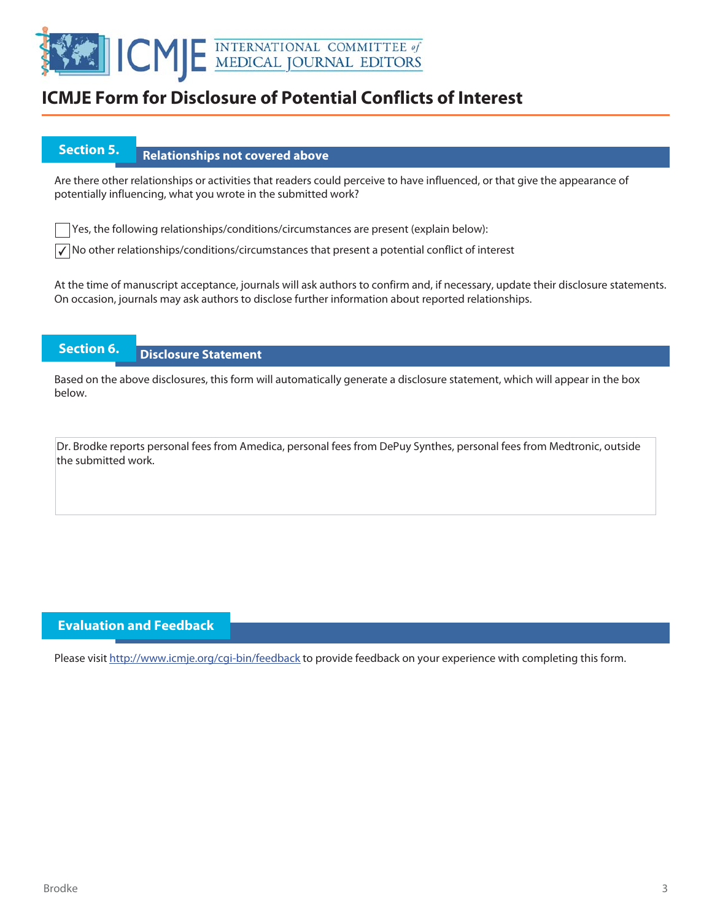# ICMJE Form for Disclosure of Potential Conflicts of Interest

## Section 5. Relationships not covered above

Are there other relationships or activities that readers could perceive to have influenced, or that give the appearance of potentially influencing, what you wrote in the submitted work?

☐ Yes, the following relationships/conditions/circumstances are present (explain below):

☑ No other relationships/conditions/circumstances that present a potential conflict of interest

At the time of manuscript acceptance, journals will ask authors to confirm and, if necessary, update their disclosure statements. On occasion, journals may ask authors to disclose further information about reported relationships.

## Section 6. Disclosure Statement

Based on the above disclosures, this form will automatically generate a disclosure statement, which will appear in the box below.

Dr. Brodke reports personal fees from Amedica, personal fees from DePuy Synthes, personal fees from Medtronic, outside the submitted work.

## Evaluation and Feedback

Please visit http://www.icmje.org/cgi-bin/feedback to provide feedback on your experience with completing this form.